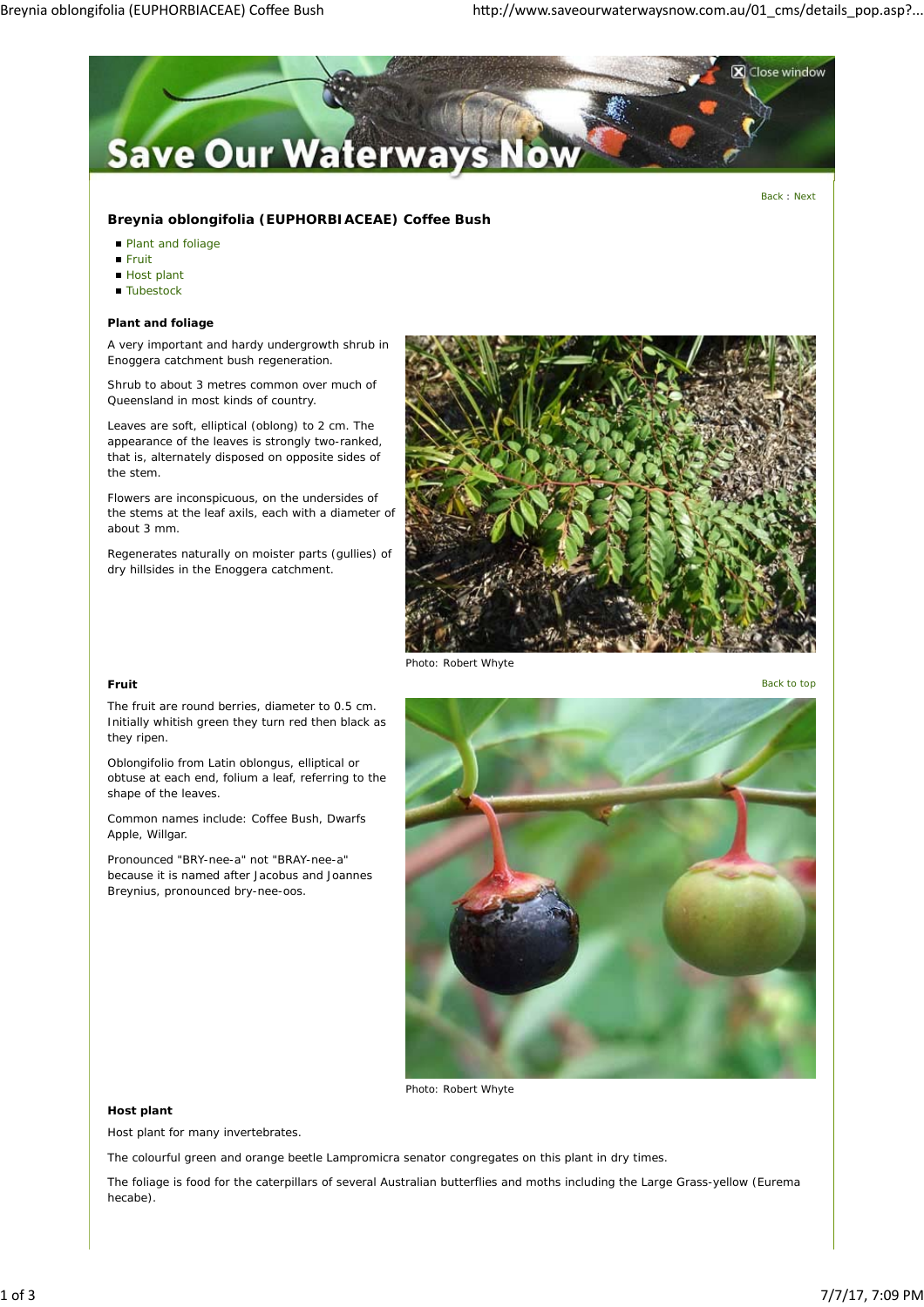Back : Next

## Breynia oblongifolia (EUPHORBIACEAE) Coffee Bush

- Plant and foliage
- Fruit
- Host plant
- Tubestock

### Plant and foliage

A very important and hardy undergrowth shrub in Enoggera catchment bush regeneration.

Shrub to about 3 metres common over much of Queensland in most kinds of country.

Leaves are soft, elliptical (oblong) to 2 cm. The appearance of the leaves is strongly two-ranked, that is, alternately disposed on opposite sides of the stem.

Flowers are inconspicuous, on the undersides of the stems at the leaf axils, each with a diameter of about 3 mm.

Regenerates naturally on moister parts (gullies) of dry hillsides in the Enoggera catchment.

Photo: Robert Whyte

### Fruit

Back to top

The fruit are round berries, diameter to 0.5 cm. Initially whitish green they turn red then black as they ripen.

Oblongifolio from Latin oblongus, elliptical or obtuse at each end, folium a leaf, referring to the shape of the leaves.

Common names include: Coffee Bush, Dwarfs Apple, Willgar.

Pronounced "BRY-nee-a" not "BRAY-nee-a" because it is named after Jacobus and Joannes Breynius, pronounced bry-nee-oos.

Photo: Robert Whyte

### Host plant

Host plant for many invertebrates.

The colourful green and orange beetle Lampromicra senator congregates on this plant in dry times.

The foliage is food for the caterpillars of several Australian butterflies and moths including the Large Grass-yellow (Eurema hecabe).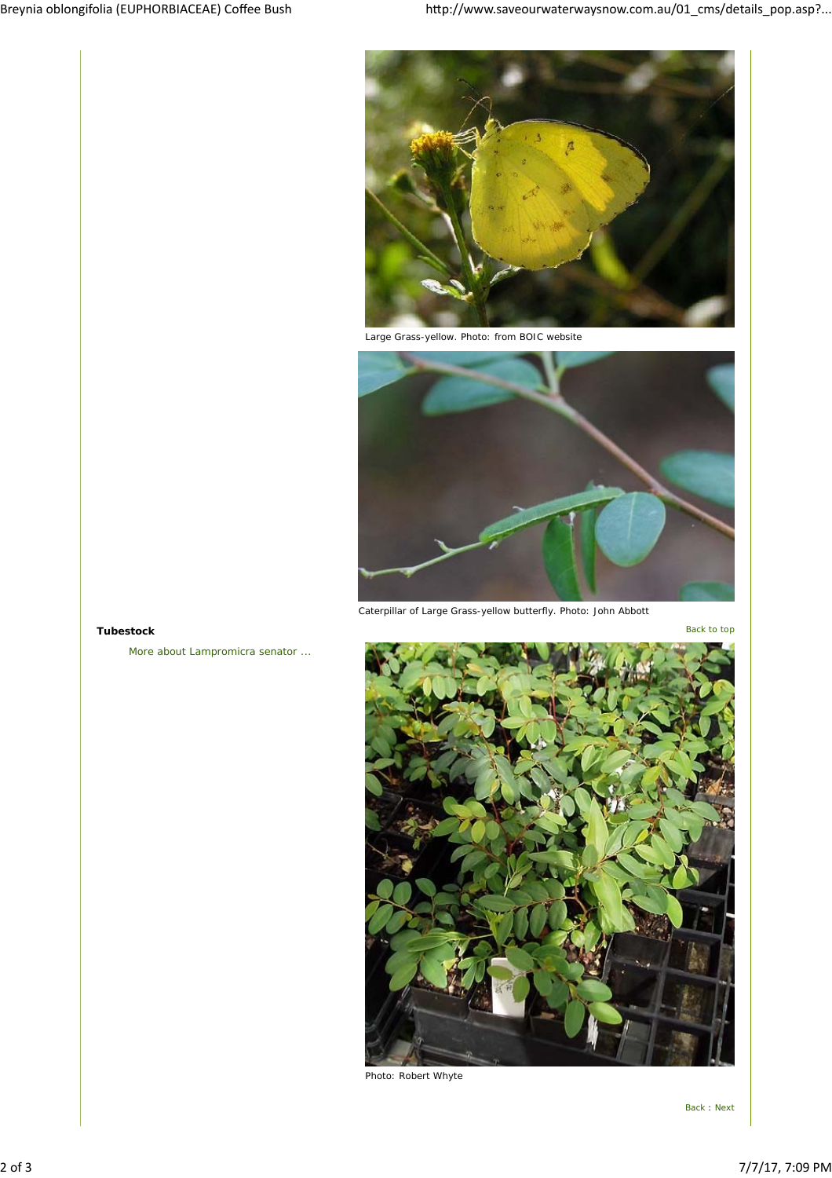Large Grass-yellow. Photo: from BOIC website

Caterpillar of Large Grass-yellow butterfly. Photo: John Abbott

**Tubestock**

More about Lampromicra senator ...

Back to top

Photo: Robert Whyte

Back : Next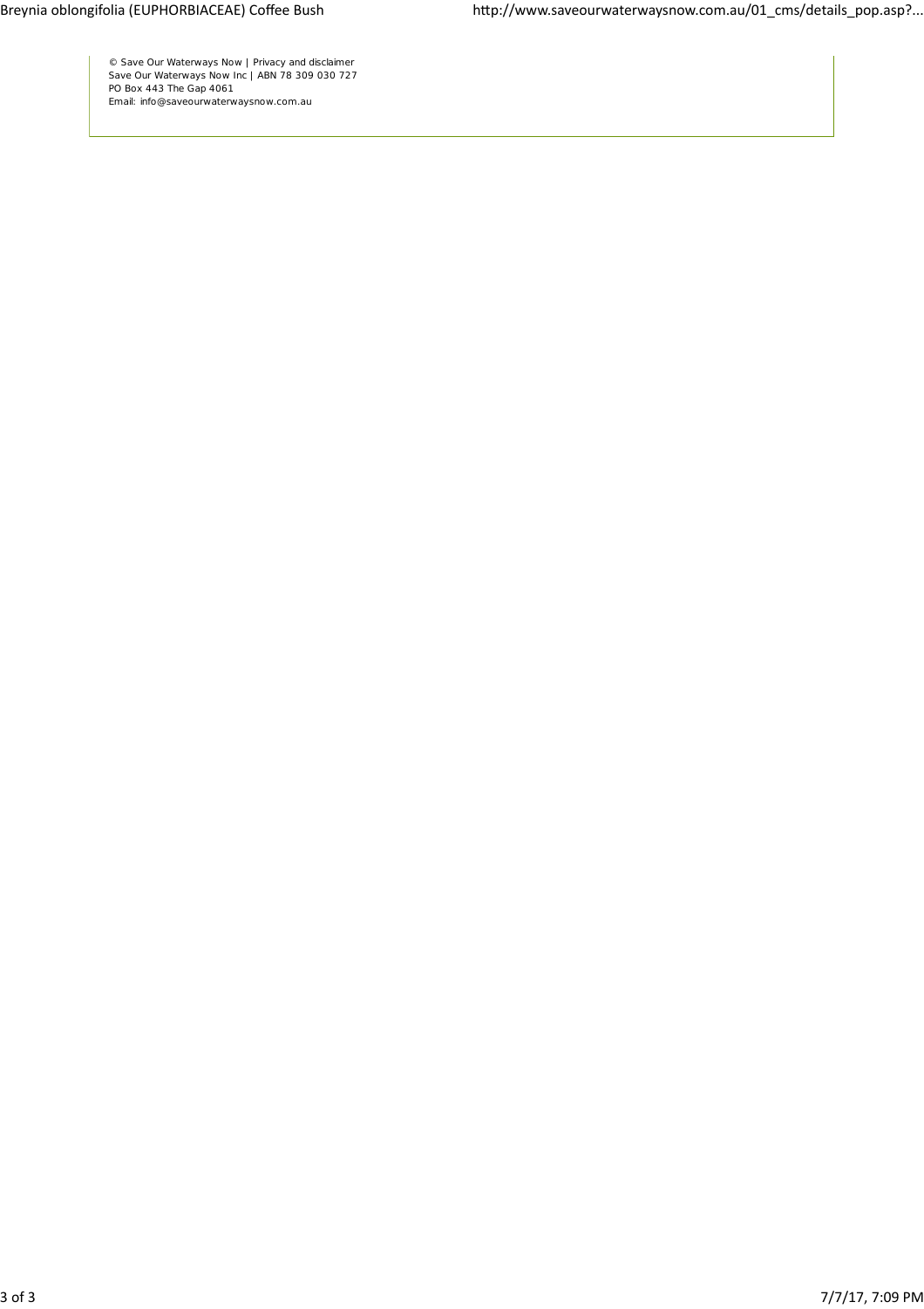© Save Our Waterways Now | Privacy and disclaimer
Save Our Waterways Now Inc | ABN 78 309 030 727
PO Box 443 The Gap 4061
Email: info@saveourwaterwaysnow.com.au